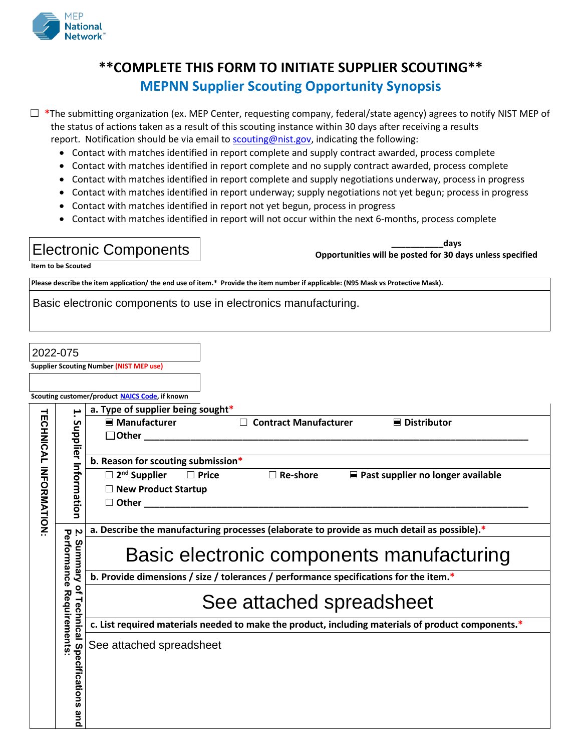MEP National Network

## **COMPLETE THIS FORM TO INITIATE SUPPLIER SCOUTING**

## MEPNN Supplier Scouting Opportunity Synopsis

☐ *The submitting organization (ex. MEP Center, requesting company, federal/state agency) agrees to notify NIST MEP of the status of actions taken as a result of this scouting instance within 30 days after receiving a results report. Notification should be via email to scouting@nist.gov, indicating the following:

- Contact with matches identified in report complete and supply contract awarded, process complete
- Contact with matches identified in report complete and no supply contract awarded, process complete
- Contact with matches identified in report complete and supply negotiations underway, process in progress
- Contact with matches identified in report underway; supply negotiations not yet begun; process in progress
- Contact with matches identified in report not yet begun, process in progress
- Contact with matches identified in report will not occur within the next 6-months, process complete

**Item to be Scouted:** Electronic Components

__________days
**Opportunities will be posted for 30 days unless specified**

**Please describe the item application/ the end use of item.* Provide the item number if applicable: (N95 Mask vs Protective Mask).**

Basic electronic components to use in electronics manufacturing.

**Supplier Scouting Number (NIST MEP use):** 2022-075

**Scouting customer/product NAICS Code, if known:**

### TECHNICAL INFORMATION:

#### 1. Supplier Information

**a. Type of supplier being sought***

☑ Manufacturer ☐ Contract Manufacturer ☑ Distributor
☐ Other ______________________________________________

**b. Reason for scouting submission***

☐ 2nd Supplier ☐ Price ☐ Re-shore ☑ Past supplier no longer available
☐ New Product Startup
☐ Other ______________________________________________

#### 2. Summary of Technical Specifications and Performance Requirements:

**a. Describe the manufacturing processes (elaborate to provide as much detail as possible).***

Basic electronic components manufacturing

**b. Provide dimensions / size / tolerances / performance specifications for the item.***

See attached spreadsheet

**c. List required materials needed to make the product, including materials of product components.***

See attached spreadsheet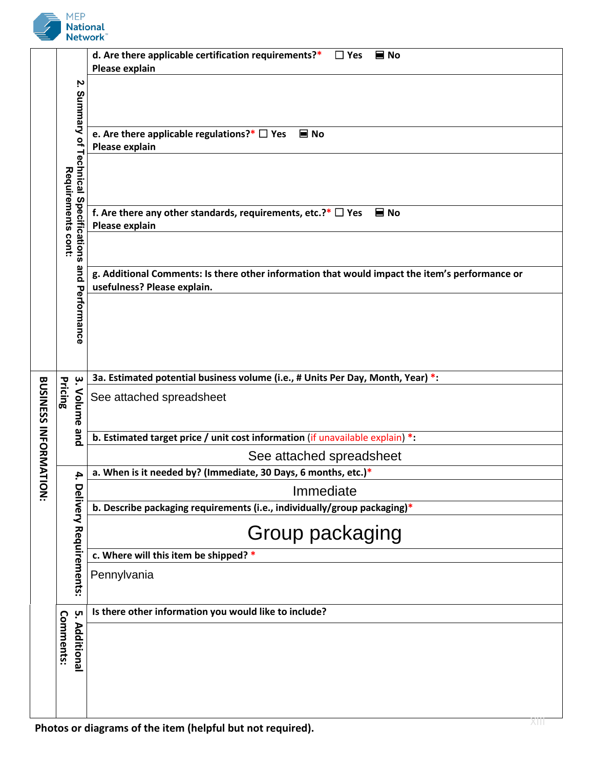MEP National Network™

| | | |
|---|---|---|
| | **2. Summary of Technical Specifications and Performance Requirements cont:** | **d. Are there applicable certification requirements?*** ☐ Yes ■ No<br>**Please explain** |
| | | |
| | | **e. Are there applicable regulations?*** ☐ Yes ■ No<br>**Please explain** |
| | | |
| | | **f. Are there any other standards, requirements, etc.?*** ☐ Yes ■ No<br>**Please explain** |
| | | |
| | | **g. Additional Comments: Is there other information that would impact the item's performance or usefulness? Please explain.** |
| | | |
| **BUSINESS INFORMATION:** | **3. Volume and Pricing** | **3a. Estimated potential business volume (i.e., # Units Per Day, Month, Year) *:** |
| | | See attached spreadsheet |
| | | **b. Estimated target price / unit cost information** (if unavailable explain) **\*:** |
| | | See attached spreadsheet |
| | **4. Delivery Requirements:** | **a. When is it needed by? (Immediate, 30 Days, 6 months, etc.)*** |
| | | Immediate |
| | | **b. Describe packaging requirements (i.e., individually/group packaging)*** |
| | | Group packaging |
| | | **c. Where will this item be shipped? *** |
| | | Pennylvania |
| | **5. Additional Comments:** | **Is there other information you would like to include?** |
| | | |

**Photos or diagrams of the item (helpful but not required).**